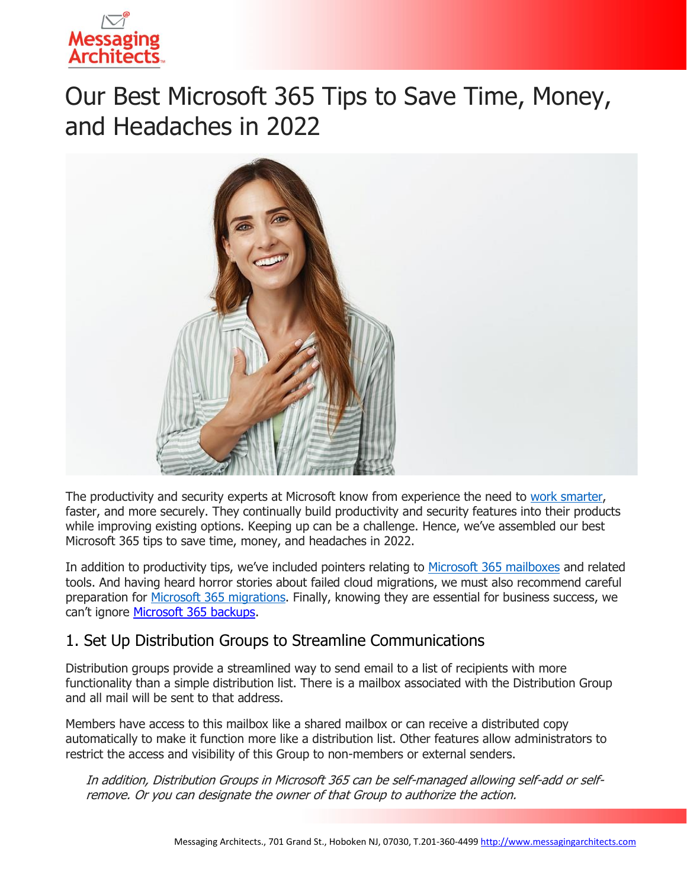# Our Best Microsoft 365 Tips to Save Time, Money, and Headaches in 2022

The productivity and security experts at Microsoft know from experience the need to work smarter, faster, and more securely. They continually build productivity and security features into their products while improving existing options. Keeping up can be a challenge. Hence, we've assembled our best Microsoft 365 tips to save time, money, and headaches in 2022.

In addition to productivity tips, we've included pointers relating to Microsoft 365 mailboxes and related tools. And having heard horror stories about failed cloud migrations, we must also recommend careful preparation for Microsoft 365 migrations. Finally, knowing they are essential for business success, we can't ignore Microsoft 365 backups.

## 1. Set Up Distribution Groups to Streamline Communications

Distribution groups provide a streamlined way to send email to a list of recipients with more functionality than a simple distribution list. There is a mailbox associated with the Distribution Group and all mail will be sent to that address.

Members have access to this mailbox like a shared mailbox or can receive a distributed copy automatically to make it function more like a distribution list. Other features allow administrators to restrict the access and visibility of this Group to non-members or external senders.

> *In addition, Distribution Groups in Microsoft 365 can be self-managed allowing self-add or self-remove. Or you can designate the owner of that Group to authorize the action.*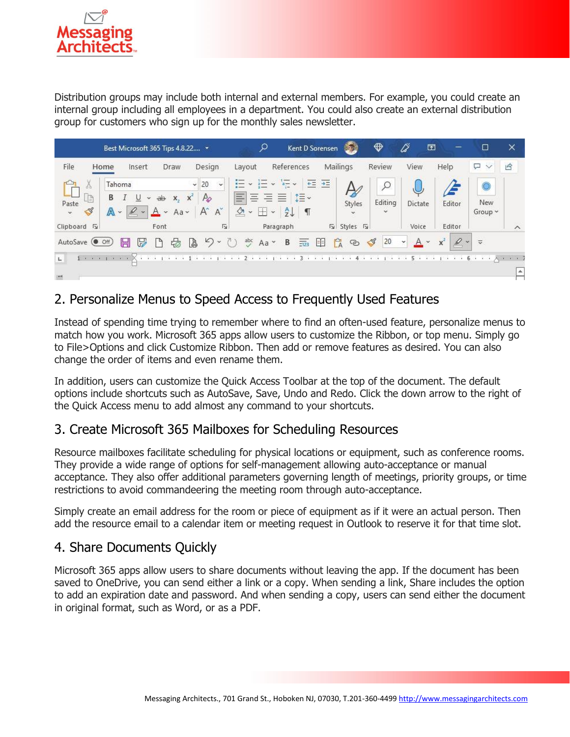Distribution groups may include both internal and external members. For example, you could create an internal group including all employees in a department. You could also create an external distribution group for customers who sign up for the monthly sales newsletter.

## 2. Personalize Menus to Speed Access to Frequently Used Features

Instead of spending time trying to remember where to find an often-used feature, personalize menus to match how you work. Microsoft 365 apps allow users to customize the Ribbon, or top menu. Simply go to File>Options and click Customize Ribbon. Then add or remove features as desired. You can also change the order of items and even rename them.

In addition, users can customize the Quick Access Toolbar at the top of the document. The default options include shortcuts such as AutoSave, Save, Undo and Redo. Click the down arrow to the right of the Quick Access menu to add almost any command to your shortcuts.

## 3. Create Microsoft 365 Mailboxes for Scheduling Resources

Resource mailboxes facilitate scheduling for physical locations or equipment, such as conference rooms. They provide a wide range of options for self-management allowing auto-acceptance or manual acceptance. They also offer additional parameters governing length of meetings, priority groups, or time restrictions to avoid commandeering the meeting room through auto-acceptance.

Simply create an email address for the room or piece of equipment as if it were an actual person. Then add the resource email to a calendar item or meeting request in Outlook to reserve it for that time slot.

## 4. Share Documents Quickly

Microsoft 365 apps allow users to share documents without leaving the app. If the document has been saved to OneDrive, you can send either a link or a copy. When sending a link, Share includes the option to add an expiration date and password. And when sending a copy, users can send either the document in original format, such as Word, or as a PDF.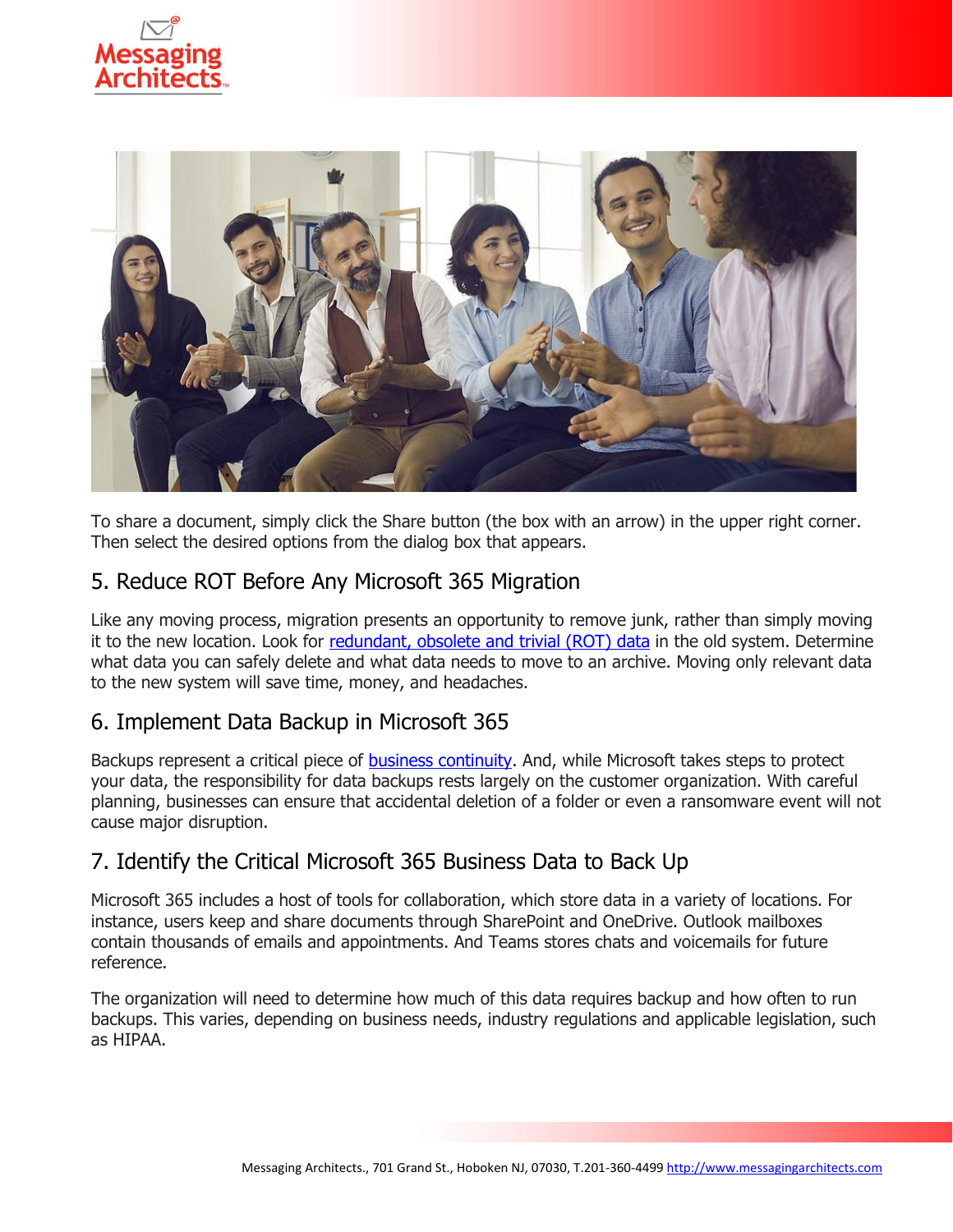To share a document, simply click the Share button (the box with an arrow) in the upper right corner. Then select the desired options from the dialog box that appears.

## 5. Reduce ROT Before Any Microsoft 365 Migration

Like any moving process, migration presents an opportunity to remove junk, rather than simply moving it to the new location. Look for redundant, obsolete and trivial (ROT) data in the old system. Determine what data you can safely delete and what data needs to move to an archive. Moving only relevant data to the new system will save time, money, and headaches.

## 6. Implement Data Backup in Microsoft 365

Backups represent a critical piece of business continuity. And, while Microsoft takes steps to protect your data, the responsibility for data backups rests largely on the customer organization. With careful planning, businesses can ensure that accidental deletion of a folder or even a ransomware event will not cause major disruption.

## 7. Identify the Critical Microsoft 365 Business Data to Back Up

Microsoft 365 includes a host of tools for collaboration, which store data in a variety of locations. For instance, users keep and share documents through SharePoint and OneDrive. Outlook mailboxes contain thousands of emails and appointments. And Teams stores chats and voicemails for future reference.

The organization will need to determine how much of this data requires backup and how often to run backups. This varies, depending on business needs, industry regulations and applicable legislation, such as HIPAA.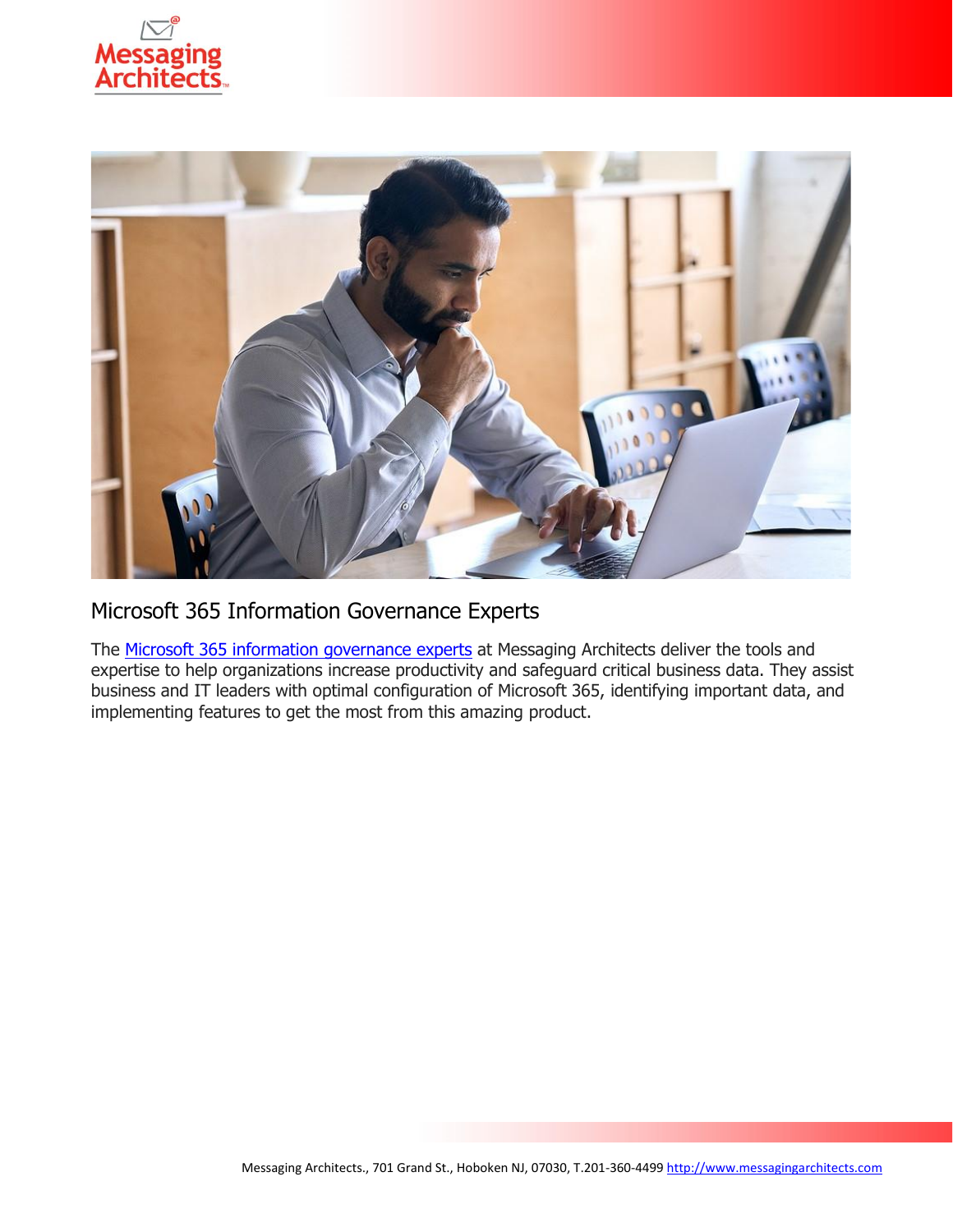## Microsoft 365 Information Governance Experts

The [Microsoft 365 information governance experts](Microsoft 365 information governance experts) at Messaging Architects deliver the tools and expertise to help organizations increase productivity and safeguard critical business data. They assist business and IT leaders with optimal configuration of Microsoft 365, identifying important data, and implementing features to get the most from this amazing product.